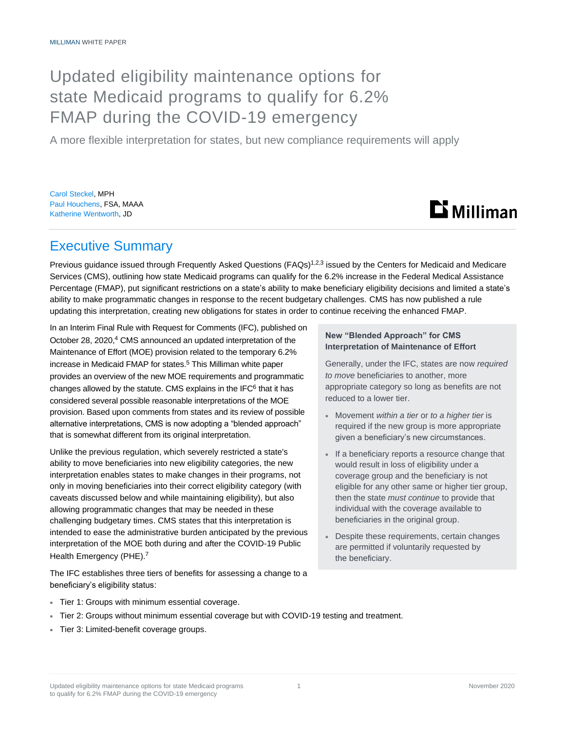MILLIMAN WHITE PAPER

# Updated eligibility maintenance options for state Medicaid programs to qualify for 6.2% FMAP during the COVID-19 emergency

A more flexible interpretation for states, but new compliance requirements will apply

Carol Steckel, MPH
Paul Houchens, FSA, MAAA
Katherine Wentworth, JD

## Executive Summary

Previous guidance issued through Frequently Asked Questions (FAQs)[1,2,3] issued by the Centers for Medicaid and Medicare Services (CMS), outlining how state Medicaid programs can qualify for the 6.2% increase in the Federal Medical Assistance Percentage (FMAP), put significant restrictions on a state's ability to make beneficiary eligibility decisions and limited a state's ability to make programmatic changes in response to the recent budgetary challenges. CMS has now published a rule updating this interpretation, creating new obligations for states in order to continue receiving the enhanced FMAP.

In an Interim Final Rule with Request for Comments (IFC), published on October 28, 2020,[4] CMS announced an updated interpretation of the Maintenance of Effort (MOE) provision related to the temporary 6.2% increase in Medicaid FMAP for states.[5] This Milliman white paper provides an overview of the new MOE requirements and programmatic changes allowed by the statute. CMS explains in the IFC[6] that it has considered several possible reasonable interpretations of the MOE provision. Based upon comments from states and its review of possible alternative interpretations, CMS is now adopting a "blended approach" that is somewhat different from its original interpretation.

Unlike the previous regulation, which severely restricted a state's ability to move beneficiaries into new eligibility categories, the new interpretation enables states to make changes in their programs, not only in moving beneficiaries into their correct eligibility category (with caveats discussed below and while maintaining eligibility), but also allowing programmatic changes that may be needed in these challenging budgetary times. CMS states that this interpretation is intended to ease the administrative burden anticipated by the previous interpretation of the MOE both during and after the COVID-19 Public Health Emergency (PHE).[7]

The IFC establishes three tiers of benefits for assessing a change to a beneficiary's eligibility status:

- Tier 1: Groups with minimum essential coverage.
- Tier 2: Groups without minimum essential coverage but with COVID-19 testing and treatment.
- Tier 3: Limited-benefit coverage groups.

**New "Blended Approach" for CMS Interpretation of Maintenance of Effort**

Generally, under the IFC, states are now *required to move* beneficiaries to another, more appropriate category so long as benefits are not reduced to a lower tier.

- Movement *within a tier* or *to a higher tier* is required if the new group is more appropriate given a beneficiary's new circumstances.
- If a beneficiary reports a resource change that would result in loss of eligibility under a coverage group and the beneficiary is not eligible for any other same or higher tier group, then the state *must continue* to provide that individual with the coverage available to beneficiaries in the original group.
- Despite these requirements, certain changes are permitted if voluntarily requested by the beneficiary.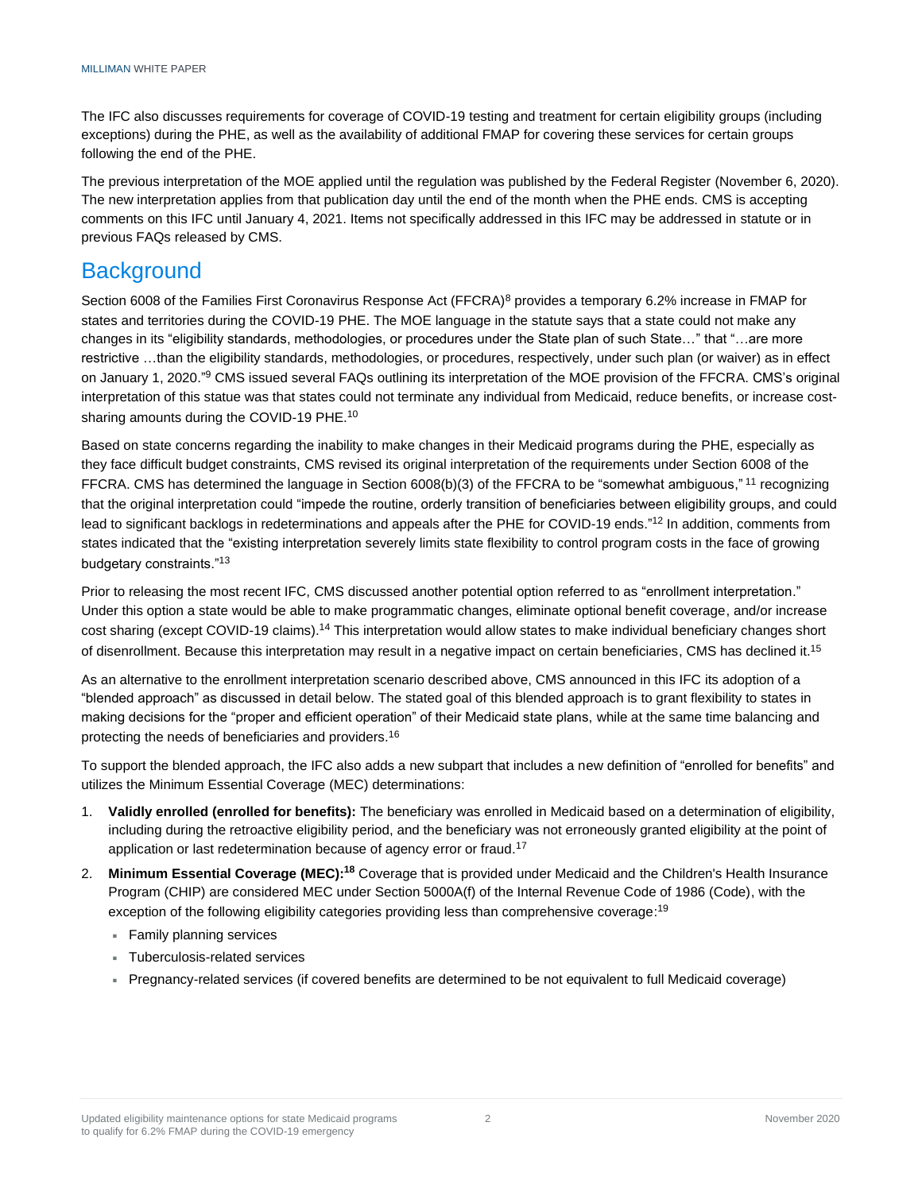The IFC also discusses requirements for coverage of COVID-19 testing and treatment for certain eligibility groups (including exceptions) during the PHE, as well as the availability of additional FMAP for covering these services for certain groups following the end of the PHE.

The previous interpretation of the MOE applied until the regulation was published by the Federal Register (November 6, 2020). The new interpretation applies from that publication day until the end of the month when the PHE ends. CMS is accepting comments on this IFC until January 4, 2021. Items not specifically addressed in this IFC may be addressed in statute or in previous FAQs released by CMS.

## Background

Section 6008 of the Families First Coronavirus Response Act (FFCRA)[8] provides a temporary 6.2% increase in FMAP for states and territories during the COVID-19 PHE. The MOE language in the statute says that a state could not make any changes in its "eligibility standards, methodologies, or procedures under the State plan of such State…" that "…are more restrictive …than the eligibility standards, methodologies, or procedures, respectively, under such plan (or waiver) as in effect on January 1, 2020."[9] CMS issued several FAQs outlining its interpretation of the MOE provision of the FFCRA. CMS's original interpretation of this statue was that states could not terminate any individual from Medicaid, reduce benefits, or increase cost-sharing amounts during the COVID-19 PHE.[10]

Based on state concerns regarding the inability to make changes in their Medicaid programs during the PHE, especially as they face difficult budget constraints, CMS revised its original interpretation of the requirements under Section 6008 of the FFCRA. CMS has determined the language in Section 6008(b)(3) of the FFCRA to be "somewhat ambiguous," [11] recognizing that the original interpretation could "impede the routine, orderly transition of beneficiaries between eligibility groups, and could lead to significant backlogs in redeterminations and appeals after the PHE for COVID-19 ends."[12] In addition, comments from states indicated that the "existing interpretation severely limits state flexibility to control program costs in the face of growing budgetary constraints."[13]

Prior to releasing the most recent IFC, CMS discussed another potential option referred to as "enrollment interpretation." Under this option a state would be able to make programmatic changes, eliminate optional benefit coverage, and/or increase cost sharing (except COVID-19 claims).[14] This interpretation would allow states to make individual beneficiary changes short of disenrollment. Because this interpretation may result in a negative impact on certain beneficiaries, CMS has declined it.[15]

As an alternative to the enrollment interpretation scenario described above, CMS announced in this IFC its adoption of a "blended approach" as discussed in detail below. The stated goal of this blended approach is to grant flexibility to states in making decisions for the "proper and efficient operation" of their Medicaid state plans, while at the same time balancing and protecting the needs of beneficiaries and providers.[16]

To support the blended approach, the IFC also adds a new subpart that includes a new definition of "enrolled for benefits" and utilizes the Minimum Essential Coverage (MEC) determinations:

1. **Validly enrolled (enrolled for benefits):** The beneficiary was enrolled in Medicaid based on a determination of eligibility, including during the retroactive eligibility period, and the beneficiary was not erroneously granted eligibility at the point of application or last redetermination because of agency error or fraud.[17]
2. **Minimum Essential Coverage (MEC):[18]** Coverage that is provided under Medicaid and the Children's Health Insurance Program (CHIP) are considered MEC under Section 5000A(f) of the Internal Revenue Code of 1986 (Code), with the exception of the following eligibility categories providing less than comprehensive coverage:[19]
   - Family planning services
   - Tuberculosis-related services
   - Pregnancy-related services (if covered benefits are determined to be not equivalent to full Medicaid coverage)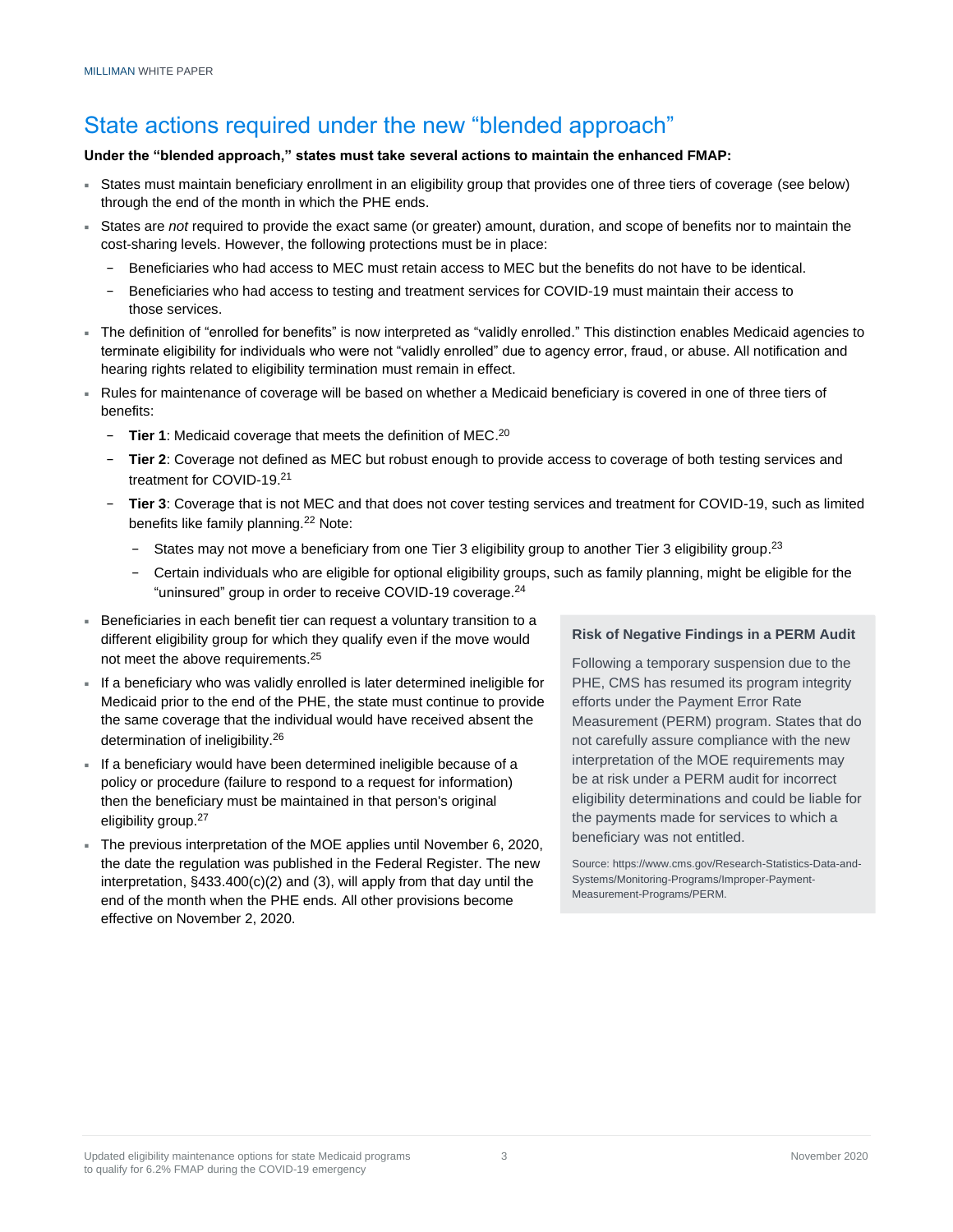## State actions required under the new "blended approach"

**Under the "blended approach," states must take several actions to maintain the enhanced FMAP:**

- States must maintain beneficiary enrollment in an eligibility group that provides one of three tiers of coverage (see below) through the end of the month in which the PHE ends.
- States are *not* required to provide the exact same (or greater) amount, duration, and scope of benefits nor to maintain the cost-sharing levels. However, the following protections must be in place:
  - Beneficiaries who had access to MEC must retain access to MEC but the benefits do not have to be identical.
  - Beneficiaries who had access to testing and treatment services for COVID-19 must maintain their access to those services.
- The definition of "enrolled for benefits" is now interpreted as "validly enrolled." This distinction enables Medicaid agencies to terminate eligibility for individuals who were not "validly enrolled" due to agency error, fraud, or abuse. All notification and hearing rights related to eligibility termination must remain in effect.
- Rules for maintenance of coverage will be based on whether a Medicaid beneficiary is covered in one of three tiers of benefits:
  - **Tier 1**: Medicaid coverage that meets the definition of MEC.[20]
  - **Tier 2**: Coverage not defined as MEC but robust enough to provide access to coverage of both testing services and treatment for COVID-19.[21]
  - **Tier 3**: Coverage that is not MEC and that does not cover testing services and treatment for COVID-19, such as limited benefits like family planning.[22] Note:
    - States may not move a beneficiary from one Tier 3 eligibility group to another Tier 3 eligibility group.[23]
    - Certain individuals who are eligible for optional eligibility groups, such as family planning, might be eligible for the "uninsured" group in order to receive COVID-19 coverage.[24]
- Beneficiaries in each benefit tier can request a voluntary transition to a different eligibility group for which they qualify even if the move would not meet the above requirements.[25]
- If a beneficiary who was validly enrolled is later determined ineligible for Medicaid prior to the end of the PHE, the state must continue to provide the same coverage that the individual would have received absent the determination of ineligibility.[26]
- If a beneficiary would have been determined ineligible because of a policy or procedure (failure to respond to a request for information) then the beneficiary must be maintained in that person's original eligibility group.[27]
- The previous interpretation of the MOE applies until November 6, 2020, the date the regulation was published in the Federal Register. The new interpretation, §433.400(c)(2) and (3), will apply from that day until the end of the month when the PHE ends. All other provisions become effective on November 2, 2020.

**Risk of Negative Findings in a PERM Audit**

Following a temporary suspension due to the PHE, CMS has resumed its program integrity efforts under the Payment Error Rate Measurement (PERM) program. States that do not carefully assure compliance with the new interpretation of the MOE requirements may be at risk under a PERM audit for incorrect eligibility determinations and could be liable for the payments made for services to which a beneficiary was not entitled.

Source: https://www.cms.gov/Research-Statistics-Data-and-Systems/Monitoring-Programs/Improper-Payment-Measurement-Programs/PERM.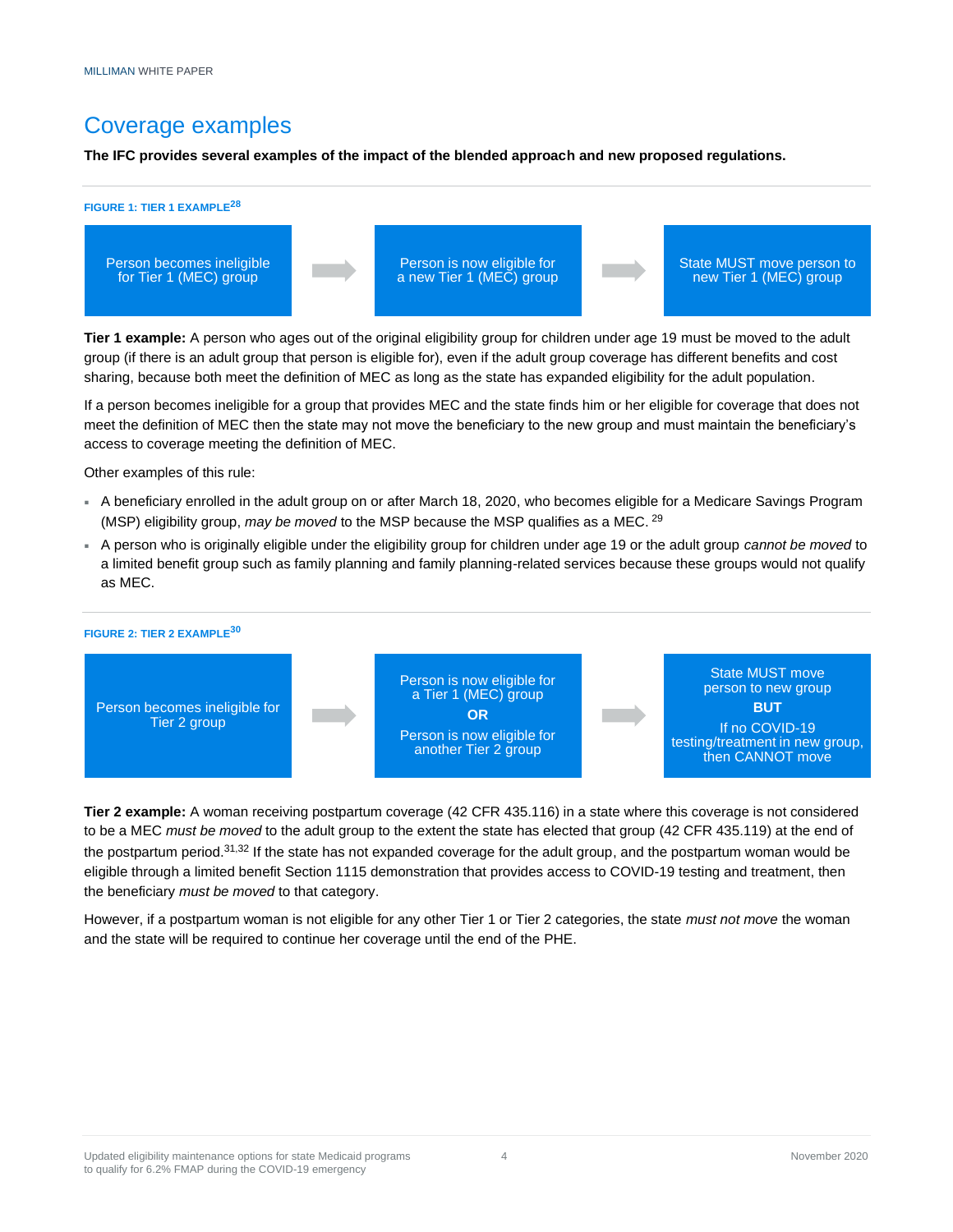## Coverage examples

**The IFC provides several examples of the impact of the blended approach and new proposed regulations.**

FIGURE 1: TIER 1 EXAMPLE[28]

Person becomes ineligible for Tier 1 (MEC) group → Person is now eligible for a new Tier 1 (MEC) group → State MUST move person to new Tier 1 (MEC) group

**Tier 1 example:** A person who ages out of the original eligibility group for children under age 19 must be moved to the adult group (if there is an adult group that person is eligible for), even if the adult group coverage has different benefits and cost sharing, because both meet the definition of MEC as long as the state has expanded eligibility for the adult population.

If a person becomes ineligible for a group that provides MEC and the state finds him or her eligible for coverage that does not meet the definition of MEC then the state may not move the beneficiary to the new group and must maintain the beneficiary's access to coverage meeting the definition of MEC.

Other examples of this rule:

- A beneficiary enrolled in the adult group on or after March 18, 2020, who becomes eligible for a Medicare Savings Program (MSP) eligibility group, *may be moved* to the MSP because the MSP qualifies as a MEC. [29]
- A person who is originally eligible under the eligibility group for children under age 19 or the adult group *cannot be moved* to a limited benefit group such as family planning and family planning-related services because these groups would not qualify as MEC.

FIGURE 2: TIER 2 EXAMPLE[30]

Person becomes ineligible for Tier 2 group → Person is now eligible for a Tier 1 (MEC) group **OR** Person is now eligible for another Tier 2 group → State MUST move person to new group **BUT** If no COVID-19 testing/treatment in new group, then CANNOT move

**Tier 2 example:** A woman receiving postpartum coverage (42 CFR 435.116) in a state where this coverage is not considered to be a MEC *must be moved* to the adult group to the extent the state has elected that group (42 CFR 435.119) at the end of the postpartum period.[31,32] If the state has not expanded coverage for the adult group, and the postpartum woman would be eligible through a limited benefit Section 1115 demonstration that provides access to COVID-19 testing and treatment, then the beneficiary *must be moved* to that category.

However, if a postpartum woman is not eligible for any other Tier 1 or Tier 2 categories, the state *must not move* the woman and the state will be required to continue her coverage until the end of the PHE.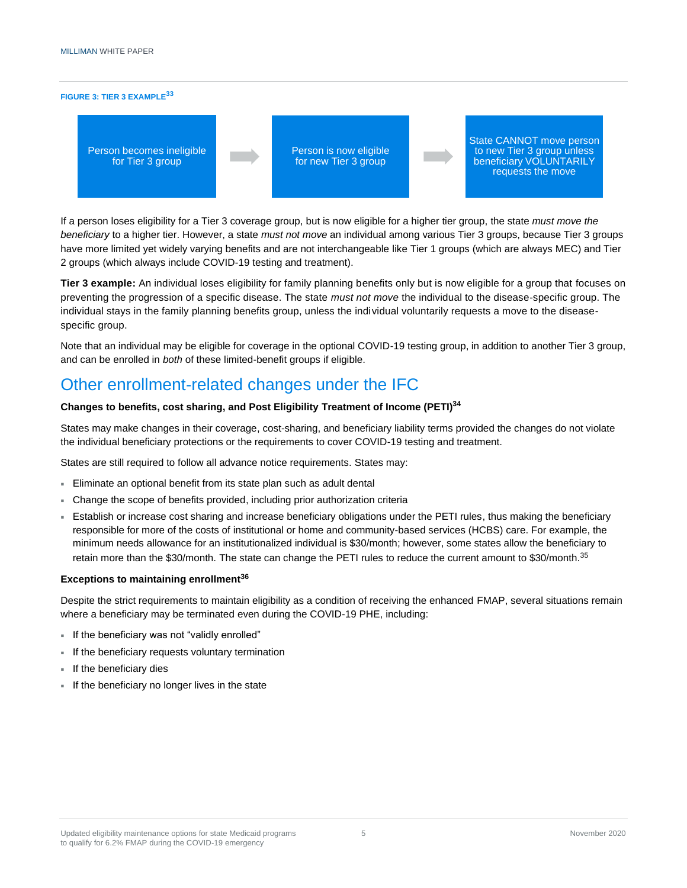**FIGURE 3: TIER 3 EXAMPLE[33]**

Person becomes ineligible for Tier 3 group → Person is now eligible for new Tier 3 group → State CANNOT move person to new Tier 3 group unless beneficiary VOLUNTARILY requests the move

If a person loses eligibility for a Tier 3 coverage group, but is now eligible for a higher tier group, the state *must move the beneficiary* to a higher tier. However, a state *must not move* an individual among various Tier 3 groups, because Tier 3 groups have more limited yet widely varying benefits and are not interchangeable like Tier 1 groups (which are always MEC) and Tier 2 groups (which always include COVID-19 testing and treatment).

**Tier 3 example:** An individual loses eligibility for family planning benefits only but is now eligible for a group that focuses on preventing the progression of a specific disease. The state *must not move* the individual to the disease-specific group. The individual stays in the family planning benefits group, unless the individual voluntarily requests a move to the disease-specific group.

Note that an individual may be eligible for coverage in the optional COVID-19 testing group, in addition to another Tier 3 group, and can be enrolled in *both* of these limited-benefit groups if eligible.

# Other enrollment-related changes under the IFC

**Changes to benefits, cost sharing, and Post Eligibility Treatment of Income (PETI)[34]**

States may make changes in their coverage, cost-sharing, and beneficiary liability terms provided the changes do not violate the individual beneficiary protections or the requirements to cover COVID-19 testing and treatment.

States are still required to follow all advance notice requirements. States may:

- Eliminate an optional benefit from its state plan such as adult dental
- Change the scope of benefits provided, including prior authorization criteria
- Establish or increase cost sharing and increase beneficiary obligations under the PETI rules, thus making the beneficiary responsible for more of the costs of institutional or home and community-based services (HCBS) care. For example, the minimum needs allowance for an institutionalized individual is $30/month; however, some states allow the beneficiary to retain more than the $30/month. The state can change the PETI rules to reduce the current amount to $30/month.[35]

**Exceptions to maintaining enrollment[36]**

Despite the strict requirements to maintain eligibility as a condition of receiving the enhanced FMAP, several situations remain where a beneficiary may be terminated even during the COVID-19 PHE, including:

- If the beneficiary was not "validly enrolled"
- If the beneficiary requests voluntary termination
- If the beneficiary dies
- If the beneficiary no longer lives in the state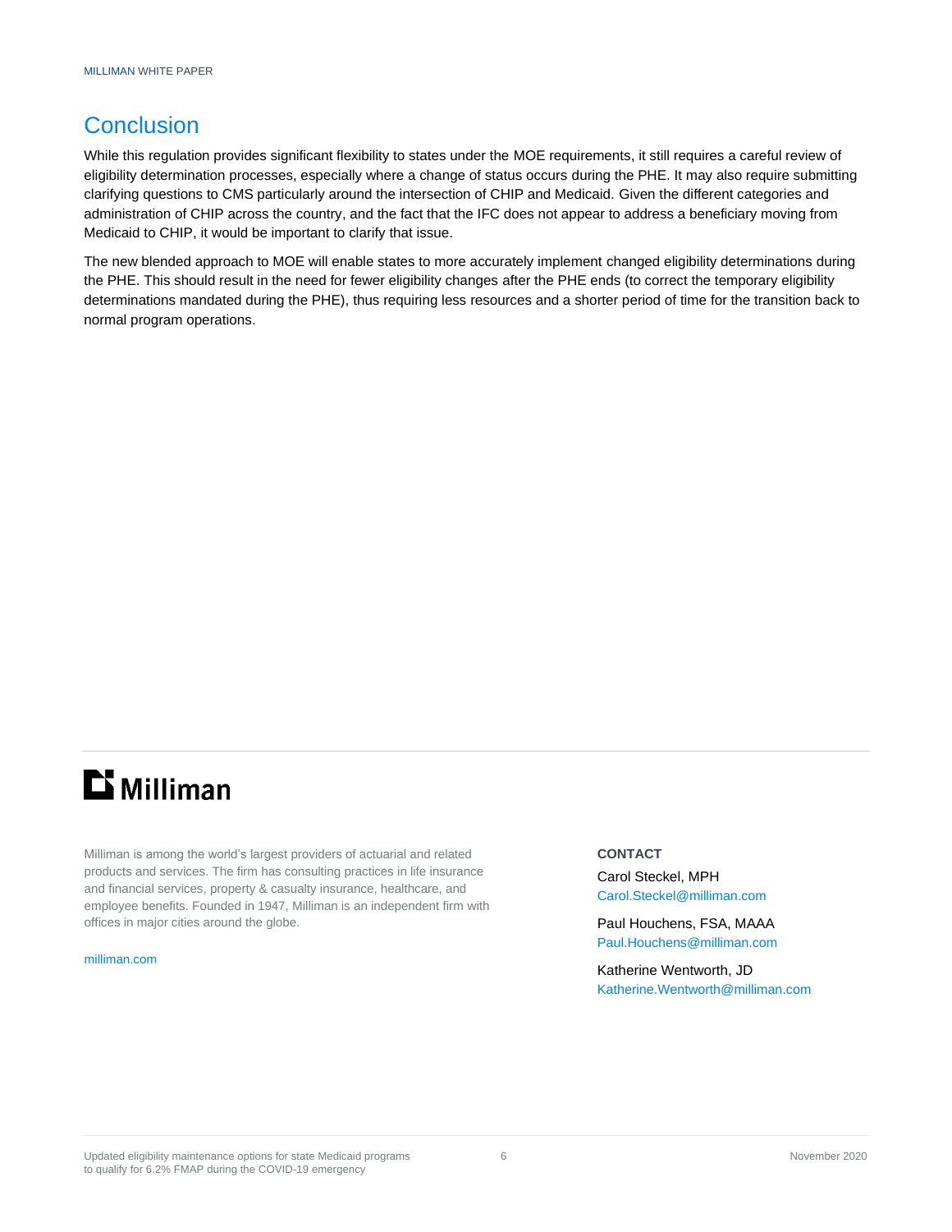## Conclusion

While this regulation provides significant flexibility to states under the MOE requirements, it still requires a careful review of eligibility determination processes, especially where a change of status occurs during the PHE. It may also require submitting clarifying questions to CMS particularly around the intersection of CHIP and Medicaid. Given the different categories and administration of CHIP across the country, and the fact that the IFC does not appear to address a beneficiary moving from Medicaid to CHIP, it would be important to clarify that issue.

The new blended approach to MOE will enable states to more accurately implement changed eligibility determinations during the PHE. This should result in the need for fewer eligibility changes after the PHE ends (to correct the temporary eligibility determinations mandated during the PHE), thus requiring less resources and a shorter period of time for the transition back to normal program operations.

Milliman

Milliman is among the world's largest providers of actuarial and related products and services. The firm has consulting practices in life insurance and financial services, property & casualty insurance, healthcare, and employee benefits. Founded in 1947, Milliman is an independent firm with offices in major cities around the globe.

milliman.com

**CONTACT**

Carol Steckel, MPH
Carol.Steckel@milliman.com

Paul Houchens, FSA, MAAA
Paul.Houchens@milliman.com

Katherine Wentworth, JD
Katherine.Wentworth@milliman.com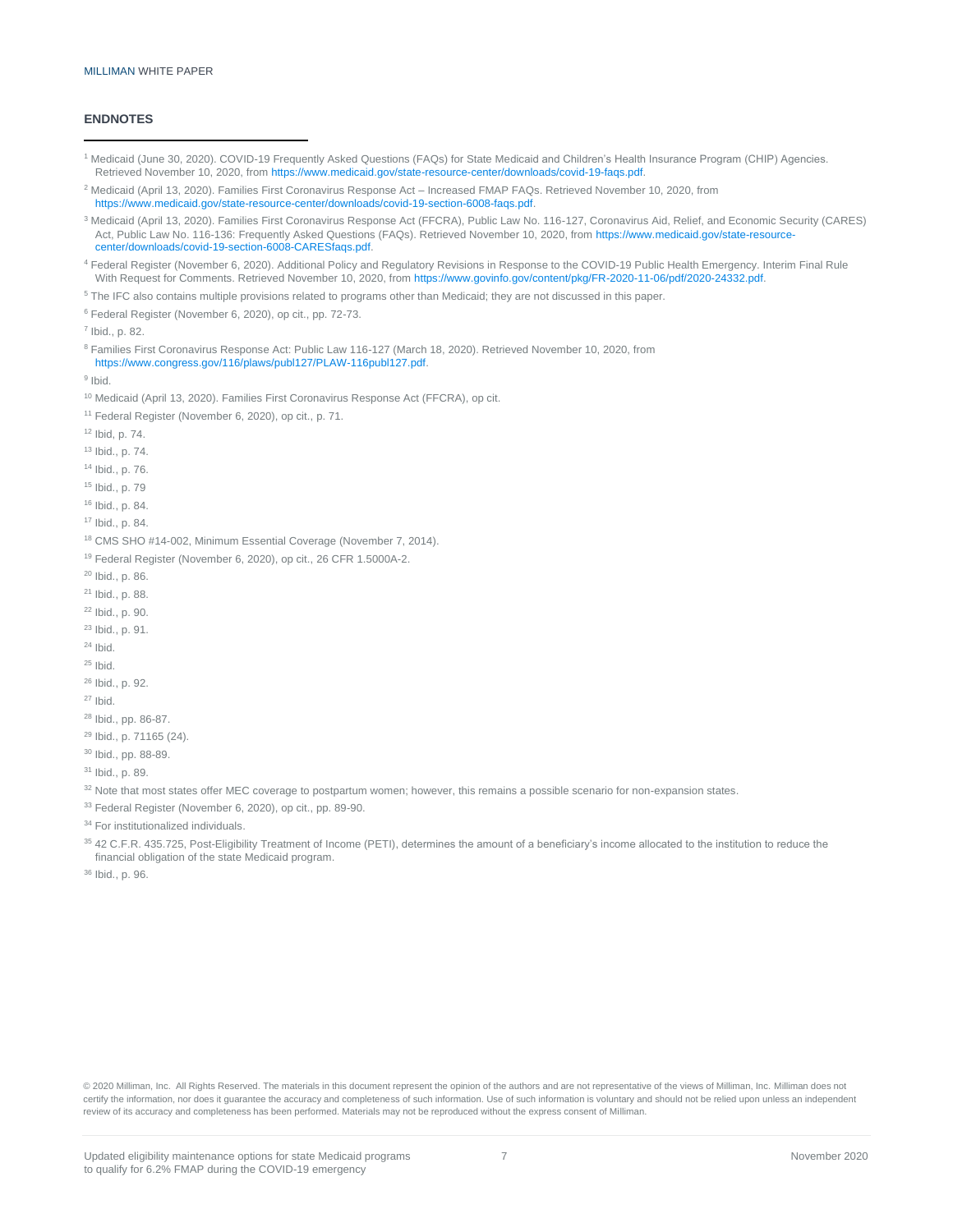## ENDNOTES

[1] Medicaid (June 30, 2020). COVID-19 Frequently Asked Questions (FAQs) for State Medicaid and Children's Health Insurance Program (CHIP) Agencies. Retrieved November 10, 2020, from https://www.medicaid.gov/state-resource-center/downloads/covid-19-faqs.pdf.

[2] Medicaid (April 13, 2020). Families First Coronavirus Response Act – Increased FMAP FAQs. Retrieved November 10, 2020, from https://www.medicaid.gov/state-resource-center/downloads/covid-19-section-6008-faqs.pdf.

[3] Medicaid (April 13, 2020). Families First Coronavirus Response Act (FFCRA), Public Law No. 116-127, Coronavirus Aid, Relief, and Economic Security (CARES) Act, Public Law No. 116-136: Frequently Asked Questions (FAQs). Retrieved November 10, 2020, from https://www.medicaid.gov/state-resource-center/downloads/covid-19-section-6008-CARESfaqs.pdf.

[4] Federal Register (November 6, 2020). Additional Policy and Regulatory Revisions in Response to the COVID-19 Public Health Emergency. Interim Final Rule With Request for Comments. Retrieved November 10, 2020, from https://www.govinfo.gov/content/pkg/FR-2020-11-06/pdf/2020-24332.pdf.

[5] The IFC also contains multiple provisions related to programs other than Medicaid; they are not discussed in this paper.

[6] Federal Register (November 6, 2020), op cit., pp. 72-73.

[7] Ibid., p. 82.

[8] Families First Coronavirus Response Act: Public Law 116-127 (March 18, 2020). Retrieved November 10, 2020, from https://www.congress.gov/116/plaws/publ127/PLAW-116publ127.pdf.

[9] Ibid.

[10] Medicaid (April 13, 2020). Families First Coronavirus Response Act (FFCRA), op cit.

[11] Federal Register (November 6, 2020), op cit., p. 71.

[12] Ibid, p. 74.

[13] Ibid., p. 74.

[14] Ibid., p. 76.

[15] Ibid., p. 79

[16] Ibid., p. 84.

[17] Ibid., p. 84.

[18] CMS SHO #14-002, Minimum Essential Coverage (November 7, 2014).

[19] Federal Register (November 6, 2020), op cit., 26 CFR 1.5000A-2.

[20] Ibid., p. 86.

[21] Ibid., p. 88.

[22] Ibid., p. 90.

[23] Ibid., p. 91.

[24] Ibid.

[25] Ibid.

[26] Ibid., p. 92.

[27] Ibid.

[28] Ibid., pp. 86-87.

[29] Ibid., p. 71165 (24).

[30] Ibid., pp. 88-89.

[31] Ibid., p. 89.

[32] Note that most states offer MEC coverage to postpartum women; however, this remains a possible scenario for non-expansion states.

[33] Federal Register (November 6, 2020), op cit., pp. 89-90.

[34] For institutionalized individuals.

[35] 42 C.F.R. 435.725, Post-Eligibility Treatment of Income (PETI), determines the amount of a beneficiary's income allocated to the institution to reduce the financial obligation of the state Medicaid program.

[36] Ibid., p. 96.

© 2020 Milliman, Inc. All Rights Reserved. The materials in this document represent the opinion of the authors and are not representative of the views of Milliman, Inc. Milliman does not certify the information, nor does it guarantee the accuracy and completeness of such information. Use of such information is voluntary and should not be relied upon unless an independent review of its accuracy and completeness has been performed. Materials may not be reproduced without the express consent of Milliman.